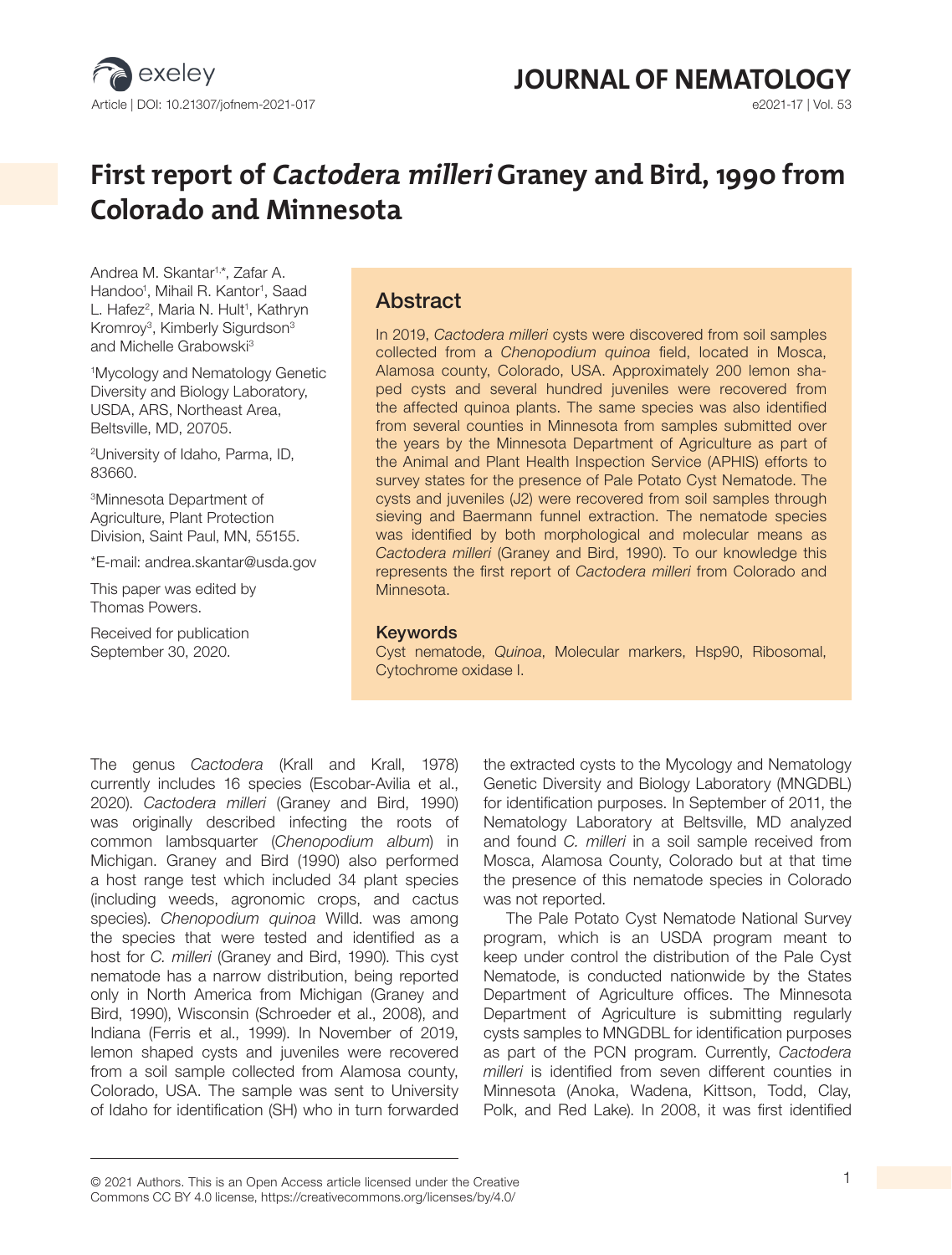# First report of *Cactodera milleri* Graney and Bird, 1990 from Colorado and Minnesota

Andrea M. Skantar[1,*], Zafar A. Handoo[1], Mihail R. Kantor[1], Saad L. Hafez[2], Maria N. Hult[1], Kathryn Kromroy[3], Kimberly Sigurdson[3] and Michelle Grabowski[3]

[1]Mycology and Nematology Genetic Diversity and Biology Laboratory, USDA, ARS, Northeast Area, Beltsville, MD, 20705.

[2]University of Idaho, Parma, ID, 83660.

[3]Minnesota Department of Agriculture, Plant Protection Division, Saint Paul, MN, 55155.

*E-mail: andrea.skantar@usda.gov

This paper was edited by Thomas Powers.

Received for publication September 30, 2020.

## Abstract

In 2019, *Cactodera milleri* cysts were discovered from soil samples collected from a *Chenopodium quinoa* field, located in Mosca, Alamosa county, Colorado, USA. Approximately 200 lemon shaped cysts and several hundred juveniles were recovered from the affected quinoa plants. The same species was also identified from several counties in Minnesota from samples submitted over the years by the Minnesota Department of Agriculture as part of the Animal and Plant Health Inspection Service (APHIS) efforts to survey states for the presence of Pale Potato Cyst Nematode. The cysts and juveniles (J2) were recovered from soil samples through sieving and Baermann funnel extraction. The nematode species was identified by both morphological and molecular means as *Cactodera milleri* (Graney and Bird, 1990). To our knowledge this represents the first report of *Cactodera milleri* from Colorado and Minnesota.

### Keywords

Cyst nematode, *Quinoa*, Molecular markers, Hsp90, Ribosomal, Cytochrome oxidase I.

The genus *Cactodera* (Krall and Krall, 1978) currently includes 16 species (Escobar-Avilia et al., 2020). *Cactodera milleri* (Graney and Bird, 1990) was originally described infecting the roots of common lambsquarter (*Chenopodium album*) in Michigan. Graney and Bird (1990) also performed a host range test which included 34 plant species (including weeds, agronomic crops, and cactus species). *Chenopodium quinoa* Willd. was among the species that were tested and identified as a host for *C. milleri* (Graney and Bird, 1990). This cyst nematode has a narrow distribution, being reported only in North America from Michigan (Graney and Bird, 1990), Wisconsin (Schroeder et al., 2008), and Indiana (Ferris et al., 1999). In November of 2019, lemon shaped cysts and juveniles were recovered from a soil sample collected from Alamosa county, Colorado, USA. The sample was sent to University of Idaho for identification (SH) who in turn forwarded the extracted cysts to the Mycology and Nematology Genetic Diversity and Biology Laboratory (MNGDBL) for identification purposes. In September of 2011, the Nematology Laboratory at Beltsville, MD analyzed and found *C. milleri* in a soil sample received from Mosca, Alamosa County, Colorado but at that time the presence of this nematode species in Colorado was not reported.

The Pale Potato Cyst Nematode National Survey program, which is an USDA program meant to keep under control the distribution of the Pale Cyst Nematode, is conducted nationwide by the States Department of Agriculture offices. The Minnesota Department of Agriculture is submitting regularly cysts samples to MNGDBL for identification purposes as part of the PCN program. Currently, *Cactodera milleri* is identified from seven different counties in Minnesota (Anoka, Wadena, Kittson, Todd, Clay, Polk, and Red Lake). In 2008, it was first identified

© 2021 Authors. This is an Open Access article licensed under the Creative Commons CC BY 4.0 license, https://creativecommons.org/licenses/by/4.0/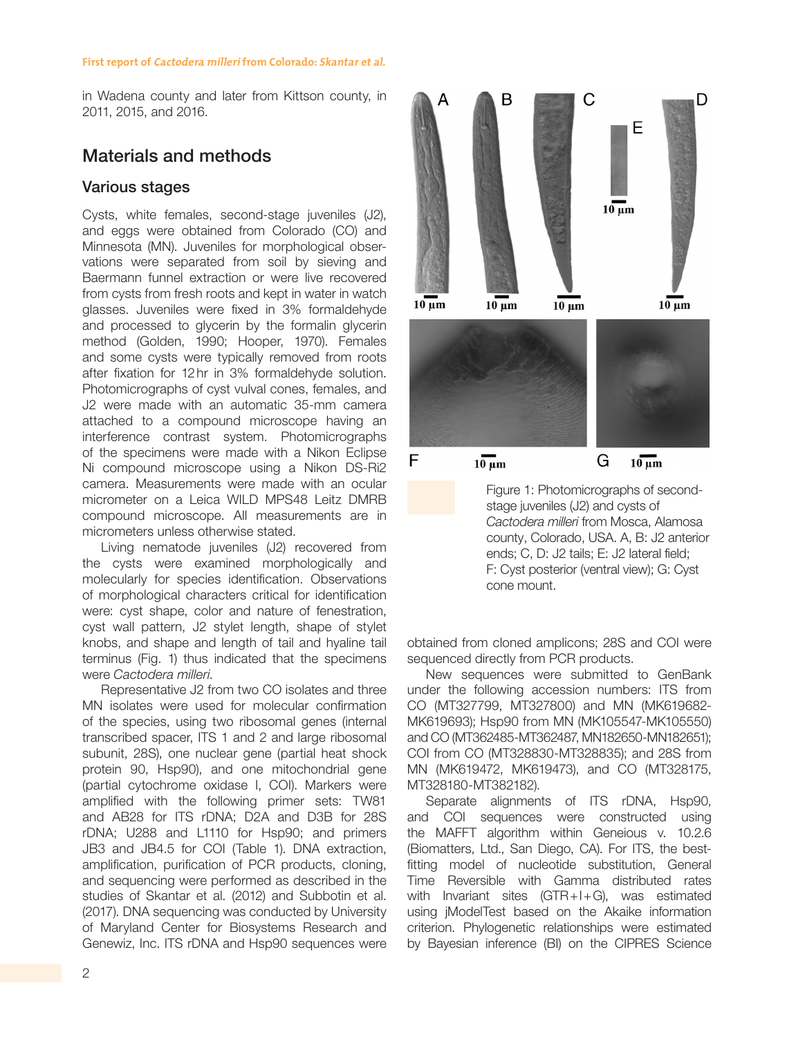in Wadena county and later from Kittson county, in 2011, 2015, and 2016.

## Materials and methods

### Various stages

Cysts, white females, second-stage juveniles (J2), and eggs were obtained from Colorado (CO) and Minnesota (MN). Juveniles for morphological observations were separated from soil by sieving and Baermann funnel extraction or were live recovered from cysts from fresh roots and kept in water in watch glasses. Juveniles were fixed in 3% formaldehyde and processed to glycerin by the formalin glycerin method (Golden, 1990; Hooper, 1970). Females and some cysts were typically removed from roots after fixation for 12 hr in 3% formaldehyde solution. Photomicrographs of cyst vulval cones, females, and J2 were made with an automatic 35-mm camera attached to a compound microscope having an interference contrast system. Photomicrographs of the specimens were made with a Nikon Eclipse Ni compound microscope using a Nikon DS-Ri2 camera. Measurements were made with an ocular micrometer on a Leica WILD MPS48 Leitz DMRB compound microscope. All measurements are in micrometers unless otherwise stated.

Living nematode juveniles (J2) recovered from the cysts were examined morphologically and molecularly for species identification. Observations of morphological characters critical for identification were: cyst shape, color and nature of fenestration, cyst wall pattern, J2 stylet length, shape of stylet knobs, and shape and length of tail and hyaline tail terminus (Fig. 1) thus indicated that the specimens were *Cactodera milleri*.

Representative J2 from two CO isolates and three MN isolates were used for molecular confirmation of the species, using two ribosomal genes (internal transcribed spacer, ITS 1 and 2 and large ribosomal subunit, 28S), one nuclear gene (partial heat shock protein 90, Hsp90), and one mitochondrial gene (partial cytochrome oxidase I, COI). Markers were amplified with the following primer sets: TW81 and AB28 for ITS rDNA; D2A and D3B for 28S rDNA; U288 and L1110 for Hsp90; and primers JB3 and JB4.5 for COI (Table 1). DNA extraction, amplification, purification of PCR products, cloning, and sequencing were performed as described in the studies of Skantar et al. (2012) and Subbotin et al. (2017). DNA sequencing was conducted by University of Maryland Center for Biosystems Research and Genewiz, Inc. ITS rDNA and Hsp90 sequences were obtained from cloned amplicons; 28S and COI were sequenced directly from PCR products.

Figure 1: Photomicrographs of second-stage juveniles (J2) and cysts of *Cactodera milleri* from Mosca, Alamosa county, Colorado, USA. A, B: J2 anterior ends; C, D: J2 tails; E: J2 lateral field; F: Cyst posterior (ventral view); G: Cyst cone mount.

New sequences were submitted to GenBank under the following accession numbers: ITS from CO (MT327799, MT327800) and MN (MK619682-MK619693); Hsp90 from MN (MK105547-MK105550) and CO (MT362485-MT362487, MN182650-MN182651); COI from CO (MT328830-MT328835); and 28S from MN (MK619472, MK619473), and CO (MT328175, MT328180-MT382182).

Separate alignments of ITS rDNA, Hsp90, and COI sequences were constructed using the MAFFT algorithm within Geneious v. 10.2.6 (Biomatters, Ltd., San Diego, CA). For ITS, the best-fitting model of nucleotide substitution, General Time Reversible with Gamma distributed rates with Invariant sites (GTR+I+G), was estimated using jModelTest based on the Akaike information criterion. Phylogenetic relationships were estimated by Bayesian inference (BI) on the CIPRES Science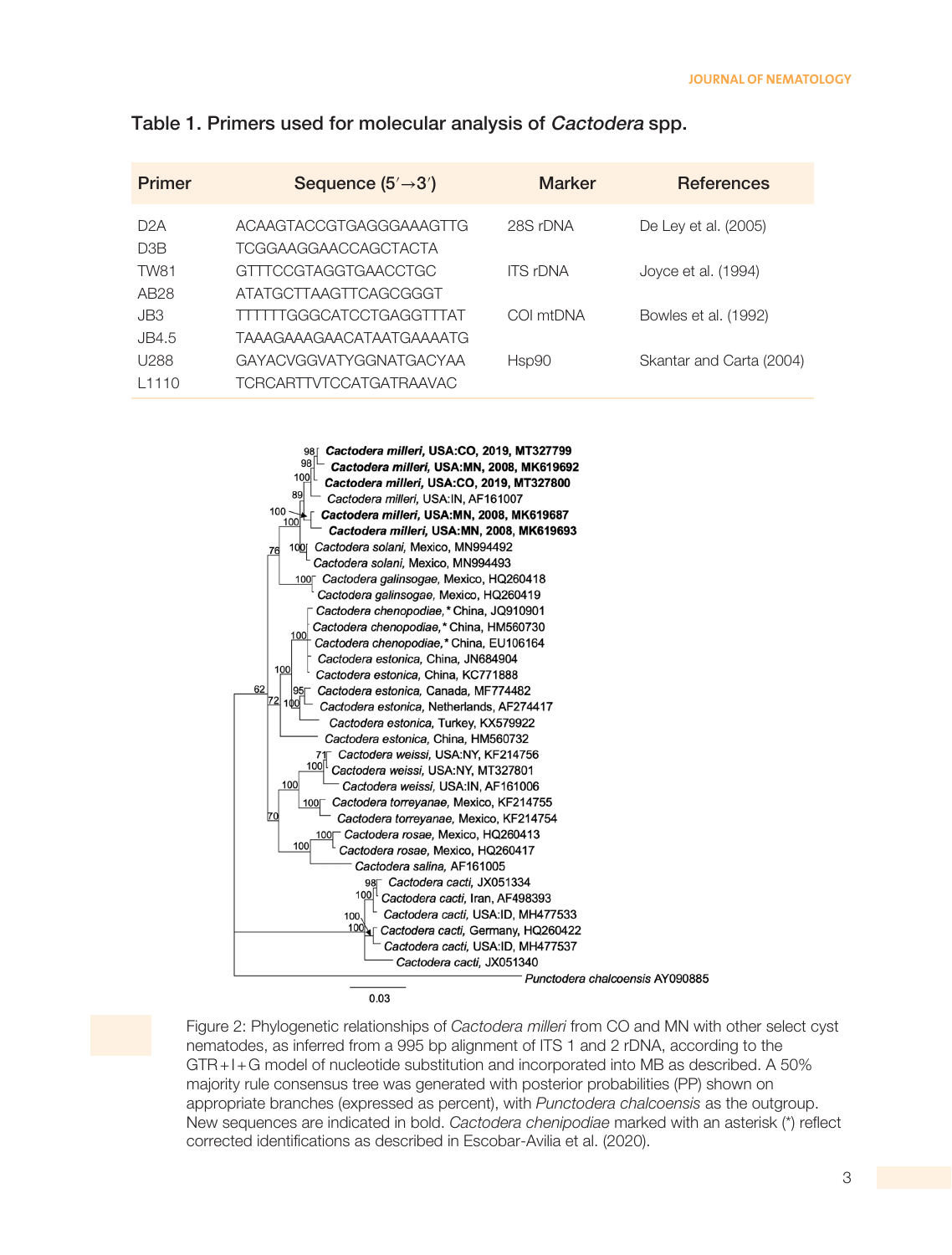Table 1. Primers used for molecular analysis of *Cactodera* spp.

| Primer | Sequence (5′→3′) | Marker | References |
|---|---|---|---|
| D2A | ACAAGTACCGTGAGGGAAAGTTG | 28S rDNA | De Ley et al. (2005) |
| D3B | TCGGAAGGAACCAGCTACTA | | |
| TW81 | GTTTCCGTAGGTGAACCTGC | ITS rDNA | Joyce et al. (1994) |
| AB28 | ATATGCTTAAGTTCAGCGGGT | | |
| JB3 | TTTTTTGGGCATCCTGAGGTTTAT | COI mtDNA | Bowles et al. (1992) |
| JB4.5 | TAAAGAAAGAACATAATGAAAATG | | |
| U288 | GAYACVGGVATYGGNATGACYAA | Hsp90 | Skantar and Carta (2004) |
| L1110 | TCRCARTTVTCCATGATRAAVAC | | |

Figure 2: Phylogenetic relationships of *Cactodera milleri* from CO and MN with other select cyst nematodes, as inferred from a 995 bp alignment of ITS 1 and 2 rDNA, according to the GTR+I+G model of nucleotide substitution and incorporated into MB as described. A 50% majority rule consensus tree was generated with posterior probabilities (PP) shown on appropriate branches (expressed as percent), with *Punctodera chalcoensis* as the outgroup. New sequences are indicated in bold. *Cactodera chenipodiae* marked with an asterisk (*) reflect corrected identifications as described in Escobar-Avilia et al. (2020).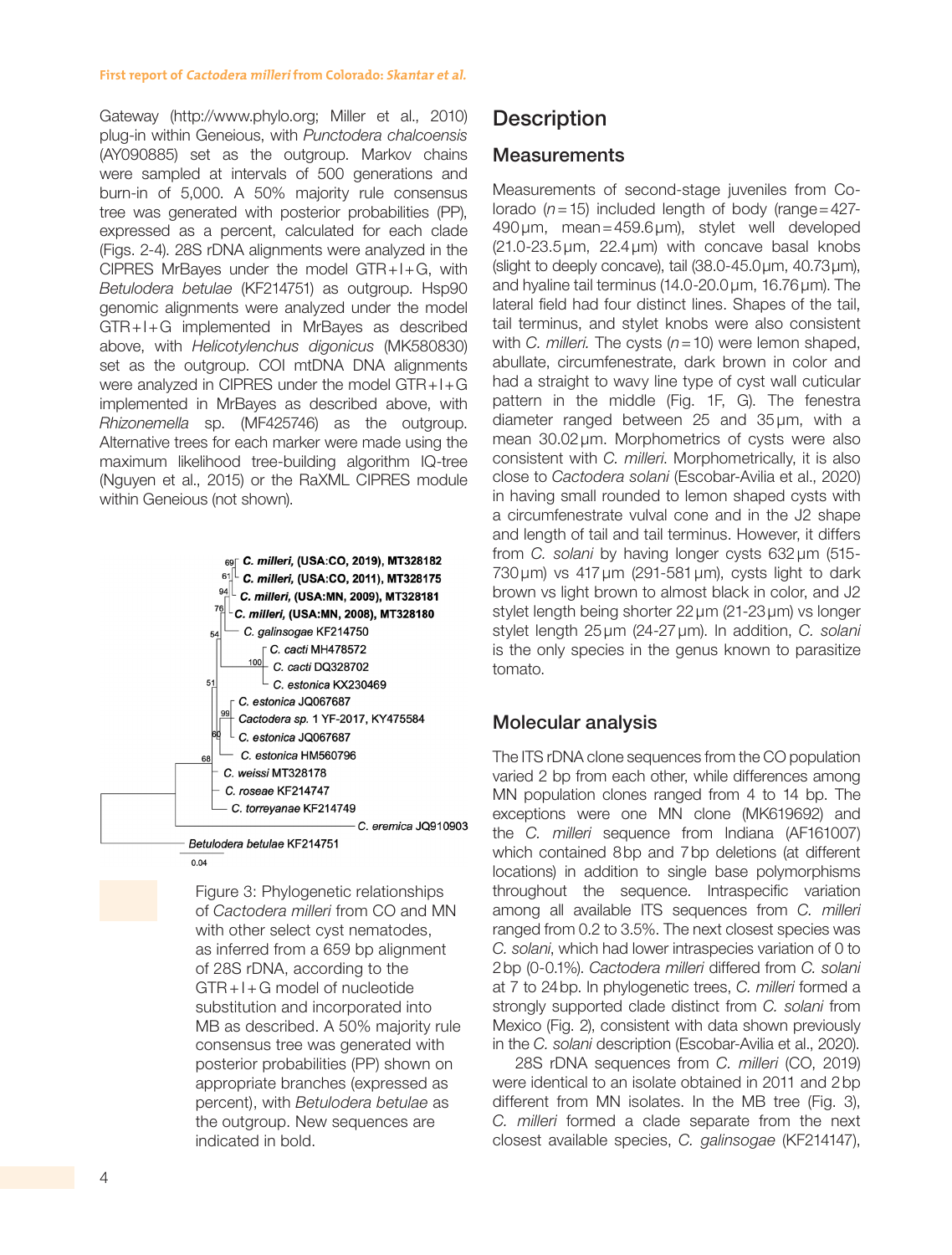Gateway (http://www.phylo.org; Miller et al., 2010) plug-in within Geneious, with *Punctodera chalcoensis* (AY090885) set as the outgroup. Markov chains were sampled at intervals of 500 generations and burn-in of 5,000. A 50% majority rule consensus tree was generated with posterior probabilities (PP), expressed as a percent, calculated for each clade (Figs. 2-4). 28S rDNA alignments were analyzed in the CIPRES MrBayes under the model GTR+I+G, with *Betulodera betulae* (KF214751) as outgroup. Hsp90 genomic alignments were analyzed under the model GTR+I+G implemented in MrBayes as described above, with *Helicotylenchus digonicus* (MK580830) set as the outgroup. COI mtDNA DNA alignments were analyzed in CIPRES under the model GTR+I+G implemented in MrBayes as described above, with *Rhizonemella* sp. (MF425746) as the outgroup. Alternative trees for each marker were made using the maximum likelihood tree-building algorithm IQ-tree (Nguyen et al., 2015) or the RaXML CIPRES module within Geneious (not shown).

Figure 3: Phylogenetic relationships of *Cactodera milleri* from CO and MN with other select cyst nematodes, as inferred from a 659 bp alignment of 28S rDNA, according to the GTR+I+G model of nucleotide substitution and incorporated into MB as described. A 50% majority rule consensus tree was generated with posterior probabilities (PP) shown on appropriate branches (expressed as percent), with *Betulodera betulae* as the outgroup. New sequences are indicated in bold.

## Description

### Measurements

Measurements of second-stage juveniles from Colorado ($n=15$) included length of body (range = 427-490 µm, mean = 459.6 µm), stylet well developed (21.0-23.5 µm, 22.4 µm) with concave basal knobs (slight to deeply concave), tail (38.0-45.0 µm, 40.73 µm), and hyaline tail terminus (14.0-20.0 µm, 16.76 µm). The lateral field had four distinct lines. Shapes of the tail, tail terminus, and stylet knobs were also consistent with *C. milleri.* The cysts ($n=10$) were lemon shaped, abullate, circumfenestrate, dark brown in color and had a straight to wavy line type of cyst wall cuticular pattern in the middle (Fig. 1F, G). The fenestra diameter ranged between 25 and 35 µm, with a mean 30.02 µm. Morphometrics of cysts were also consistent with *C. milleri*. Morphometrically, it is also close to *Cactodera solani* (Escobar-Avilia et al., 2020) in having small rounded to lemon shaped cysts with a circumfenestrate vulval cone and in the J2 shape and length of tail and tail terminus. However, it differs from *C. solani* by having longer cysts 632 µm (515-730 µm) vs 417 µm (291-581 µm), cysts light to dark brown vs light brown to almost black in color, and J2 stylet length being shorter 22 µm (21-23 µm) vs longer stylet length 25 µm (24-27 µm). In addition, *C. solani* is the only species in the genus known to parasitize tomato.

## Molecular analysis

The ITS rDNA clone sequences from the CO population varied 2 bp from each other, while differences among MN population clones ranged from 4 to 14 bp. The exceptions were one MN clone (MK619692) and the *C. milleri* sequence from Indiana (AF161007) which contained 8 bp and 7 bp deletions (at different locations) in addition to single base polymorphisms throughout the sequence. Intraspecific variation among all available ITS sequences from *C. milleri* ranged from 0.2 to 3.5%. The next closest species was *C. solani*, which had lower intraspecies variation of 0 to 2 bp (0-0.1%). *Cactodera milleri* differed from *C. solani* at 7 to 24 bp. In phylogenetic trees, *C. milleri* formed a strongly supported clade distinct from *C. solani* from Mexico (Fig. 2), consistent with data shown previously in the *C. solani* description (Escobar-Avilia et al., 2020).

28S rDNA sequences from *C. milleri* (CO, 2019) were identical to an isolate obtained in 2011 and 2 bp different from MN isolates. In the MB tree (Fig. 3), *C. milleri* formed a clade separate from the next closest available species, *C. galinsogae* (KF214147),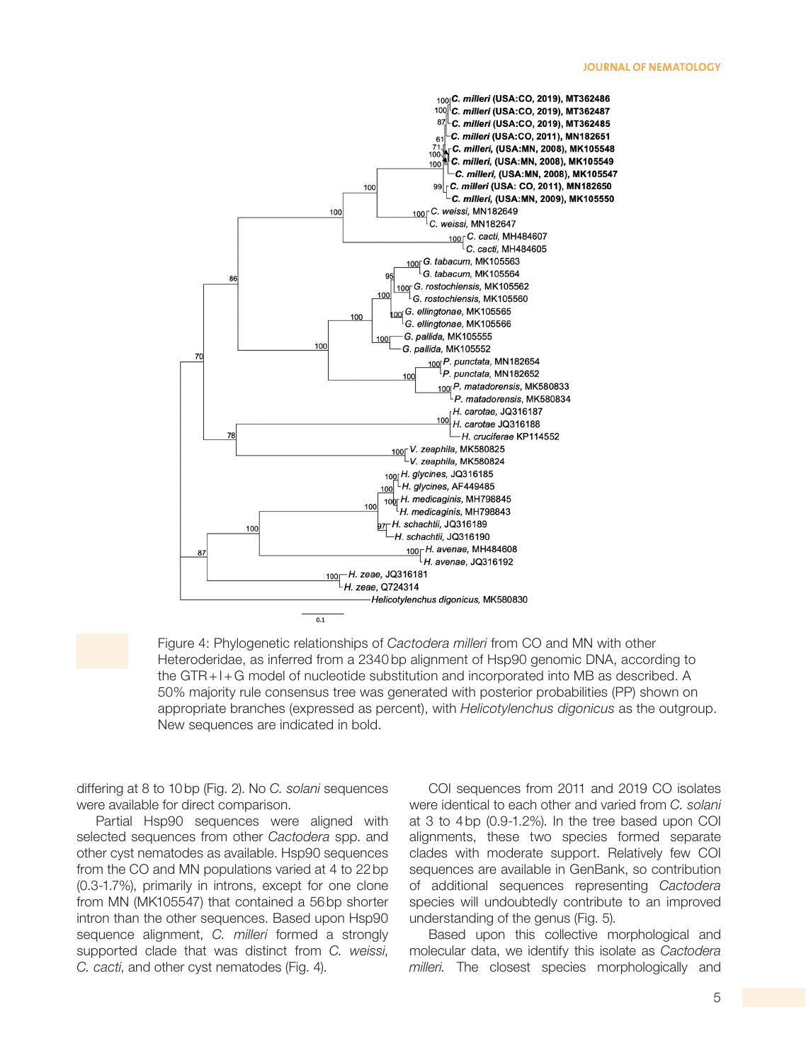Figure 4: Phylogenetic relationships of *Cactodera milleri* from CO and MN with other Heteroderidae, as inferred from a 2340 bp alignment of Hsp90 genomic DNA, according to the GTR + I + G model of nucleotide substitution and incorporated into MB as described. A 50% majority rule consensus tree was generated with posterior probabilities (PP) shown on appropriate branches (expressed as percent), with *Helicotylenchus digonicus* as the outgroup. New sequences are indicated in bold.

differing at 8 to 10 bp (Fig. 2). No *C. solani* sequences were available for direct comparison.

Partial Hsp90 sequences were aligned with selected sequences from other *Cactodera* spp. and other cyst nematodes as available. Hsp90 sequences from the CO and MN populations varied at 4 to 22 bp (0.3-1.7%), primarily in introns, except for one clone from MN (MK105547) that contained a 56 bp shorter intron than the other sequences. Based upon Hsp90 sequence alignment, *C. milleri* formed a strongly supported clade that was distinct from *C. weissi*, *C. cacti*, and other cyst nematodes (Fig. 4).

COI sequences from 2011 and 2019 CO isolates were identical to each other and varied from *C. solani* at 3 to 4 bp (0.9-1.2%). In the tree based upon COI alignments, these two species formed separate clades with moderate support. Relatively few COI sequences are available in GenBank, so contribution of additional sequences representing *Cactodera* species will undoubtedly contribute to an improved understanding of the genus (Fig. 5).

Based upon this collective morphological and molecular data, we identify this isolate as *Cactodera milleri*. The closest species morphologically and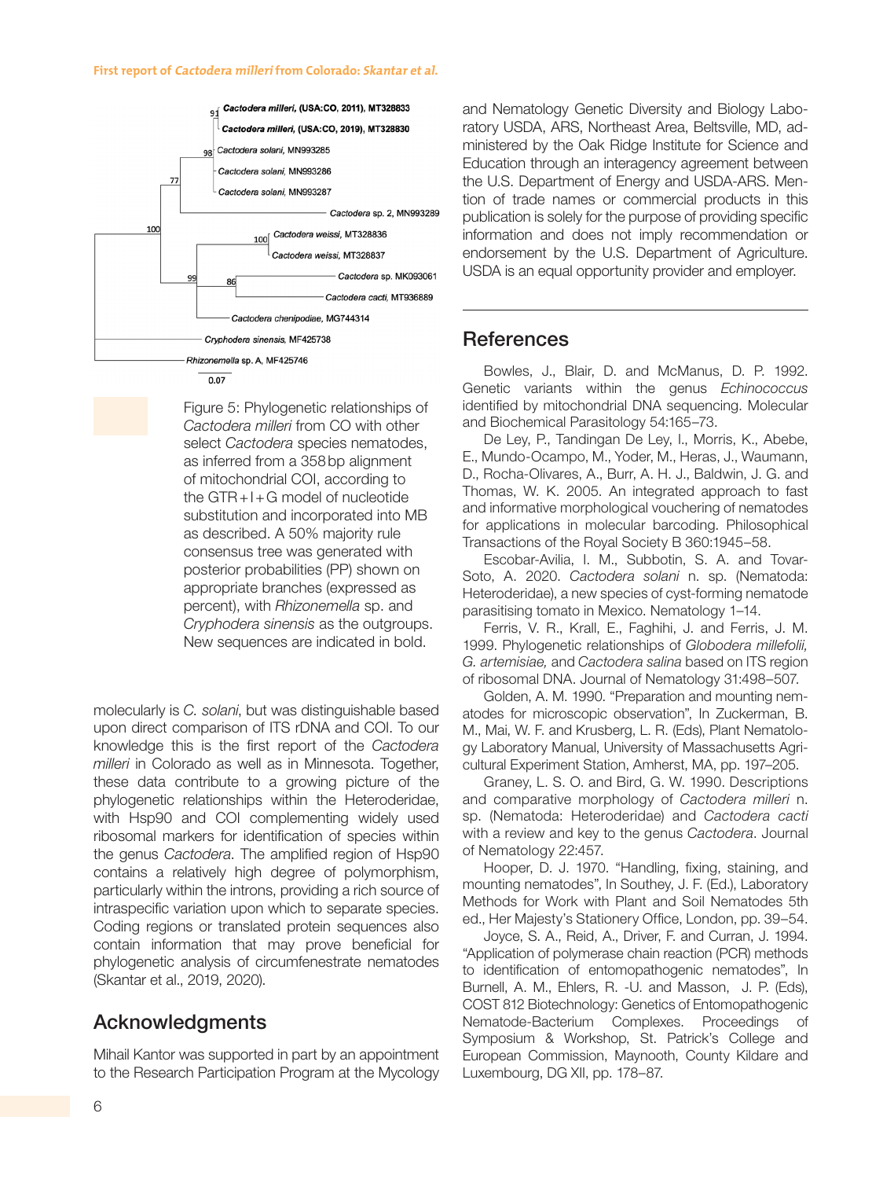Figure 5: Phylogenetic relationships of *Cactodera milleri* from CO with other select *Cactodera* species nematodes, as inferred from a 358 bp alignment of mitochondrial COI, according to the GTR+I+G model of nucleotide substitution and incorporated into MB as described. A 50% majority rule consensus tree was generated with posterior probabilities (PP) shown on appropriate branches (expressed as percent), with *Rhizonemella* sp. and *Cryphodera sinensis* as the outgroups. New sequences are indicated in bold.

molecularly is *C. solani*, but was distinguishable based upon direct comparison of ITS rDNA and COI. To our knowledge this is the first report of the *Cactodera milleri* in Colorado as well as in Minnesota. Together, these data contribute to a growing picture of the phylogenetic relationships within the Heteroderidae, with Hsp90 and COI complementing widely used ribosomal markers for identification of species within the genus *Cactodera*. The amplified region of Hsp90 contains a relatively high degree of polymorphism, particularly within the introns, providing a rich source of intraspecific variation upon which to separate species. Coding regions or translated protein sequences also contain information that may prove beneficial for phylogenetic analysis of circumfenestrate nematodes (Skantar et al., 2019, 2020).

## Acknowledgments

Mihail Kantor was supported in part by an appointment to the Research Participation Program at the Mycology and Nematology Genetic Diversity and Biology Laboratory USDA, ARS, Northeast Area, Beltsville, MD, administered by the Oak Ridge Institute for Science and Education through an interagency agreement between the U.S. Department of Energy and USDA-ARS. Mention of trade names or commercial products in this publication is solely for the purpose of providing specific information and does not imply recommendation or endorsement by the U.S. Department of Agriculture. USDA is an equal opportunity provider and employer.

## References

Bowles, J., Blair, D. and McManus, D. P. 1992. Genetic variants within the genus *Echinococcus* identified by mitochondrial DNA sequencing. Molecular and Biochemical Parasitology 54:165–73.

De Ley, P., Tandingan De Ley, I., Morris, K., Abebe, E., Mundo-Ocampo, M., Yoder, M., Heras, J., Waumann, D., Rocha-Olivares, A., Burr, A. H. J., Baldwin, J. G. and Thomas, W. K. 2005. An integrated approach to fast and informative morphological vouchering of nematodes for applications in molecular barcoding. Philosophical Transactions of the Royal Society B 360:1945–58.

Escobar-Avilia, I. M., Subbotin, S. A. and Tovar-Soto, A. 2020. *Cactodera solani* n. sp. (Nematoda: Heteroderidae), a new species of cyst-forming nematode parasitising tomato in Mexico. Nematology 1–14.

Ferris, V. R., Krall, E., Faghihi, J. and Ferris, J. M. 1999. Phylogenetic relationships of *Globodera millefolii, G. artemisiae,* and *Cactodera salina* based on ITS region of ribosomal DNA. Journal of Nematology 31:498–507.

Golden, A. M. 1990. "Preparation and mounting nematodes for microscopic observation", In Zuckerman, B. M., Mai, W. F. and Krusberg, L. R. (Eds), Plant Nematology Laboratory Manual, University of Massachusetts Agricultural Experiment Station, Amherst, MA, pp. 197–205.

Graney, L. S. O. and Bird, G. W. 1990. Descriptions and comparative morphology of *Cactodera milleri* n. sp. (Nematoda: Heteroderidae) and *Cactodera cacti* with a review and key to the genus *Cactodera*. Journal of Nematology 22:457.

Hooper, D. J. 1970. "Handling, fixing, staining, and mounting nematodes", In Southey, J. F. (Ed.), Laboratory Methods for Work with Plant and Soil Nematodes 5th ed., Her Majesty's Stationery Office, London, pp. 39–54.

Joyce, S. A., Reid, A., Driver, F. and Curran, J. 1994. "Application of polymerase chain reaction (PCR) methods to identification of entomopathogenic nematodes", In Burnell, A. M., Ehlers, R. -U. and Masson, J. P. (Eds), COST 812 Biotechnology: Genetics of Entomopathogenic Nematode-Bacterium Complexes. Proceedings of Symposium & Workshop, St. Patrick's College and European Commission, Maynooth, County Kildare and Luxembourg, DG XII, pp. 178–87.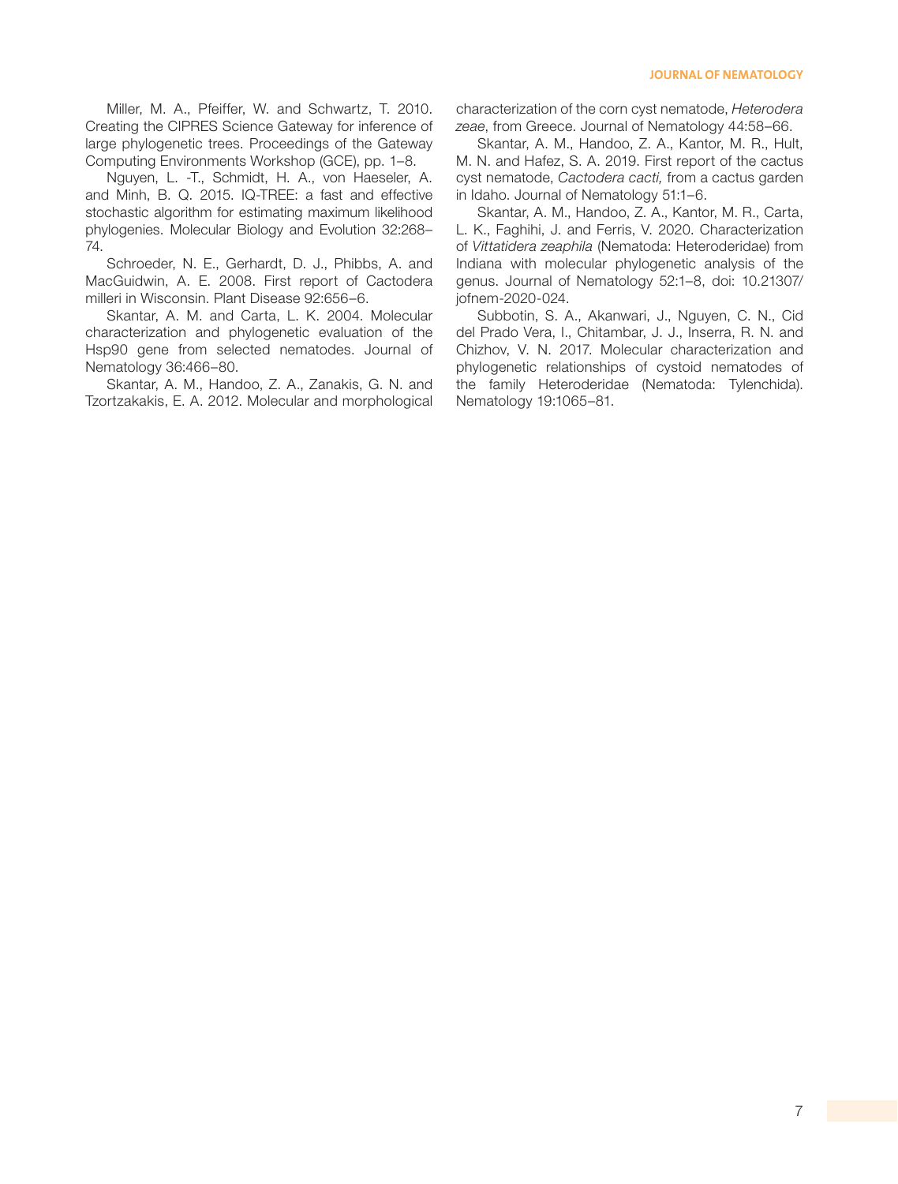Miller, M. A., Pfeiffer, W. and Schwartz, T. 2010. Creating the CIPRES Science Gateway for inference of large phylogenetic trees. Proceedings of the Gateway Computing Environments Workshop (GCE), pp. 1–8.

Nguyen, L. -T., Schmidt, H. A., von Haeseler, A. and Minh, B. Q. 2015. IQ-TREE: a fast and effective stochastic algorithm for estimating maximum likelihood phylogenies. Molecular Biology and Evolution 32:268–74.

Schroeder, N. E., Gerhardt, D. J., Phibbs, A. and MacGuidwin, A. E. 2008. First report of Cactodera milleri in Wisconsin. Plant Disease 92:656–6.

Skantar, A. M. and Carta, L. K. 2004. Molecular characterization and phylogenetic evaluation of the Hsp90 gene from selected nematodes. Journal of Nematology 36:466–80.

Skantar, A. M., Handoo, Z. A., Zanakis, G. N. and Tzortzakakis, E. A. 2012. Molecular and morphological characterization of the corn cyst nematode, *Heterodera zeae*, from Greece. Journal of Nematology 44:58–66.

Skantar, A. M., Handoo, Z. A., Kantor, M. R., Hult, M. N. and Hafez, S. A. 2019. First report of the cactus cyst nematode, *Cactodera cacti,* from a cactus garden in Idaho. Journal of Nematology 51:1–6.

Skantar, A. M., Handoo, Z. A., Kantor, M. R., Carta, L. K., Faghihi, J. and Ferris, V. 2020. Characterization of *Vittatidera zeaphila* (Nematoda: Heteroderidae) from Indiana with molecular phylogenetic analysis of the genus. Journal of Nematology 52:1–8, doi: 10.21307/jofnem-2020-024.

Subbotin, S. A., Akanwari, J., Nguyen, C. N., Cid del Prado Vera, I., Chitambar, J. J., Inserra, R. N. and Chizhov, V. N. 2017. Molecular characterization and phylogenetic relationships of cystoid nematodes of the family Heteroderidae (Nematoda: Tylenchida). Nematology 19:1065–81.